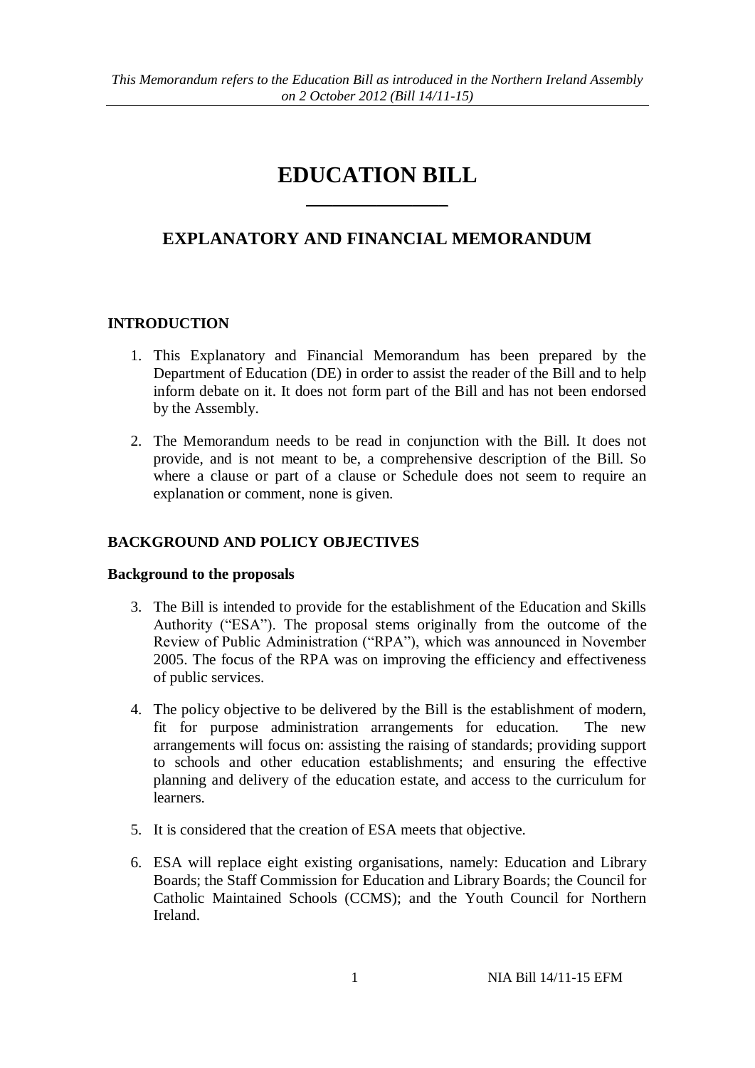*This Memorandum refers to the Education Bill as introduced in the Northern Ireland Assembly on 2 October 2012 (Bill 14/11-15)*

# EDUCATION BILL

## EXPLANATORY AND FINANCIAL MEMORANDUM

### INTRODUCTION

1. This Explanatory and Financial Memorandum has been prepared by the Department of Education (DE) in order to assist the reader of the Bill and to help inform debate on it. It does not form part of the Bill and has not been endorsed by the Assembly.

2. The Memorandum needs to be read in conjunction with the Bill. It does not provide, and is not meant to be, a comprehensive description of the Bill. So where a clause or part of a clause or Schedule does not seem to require an explanation or comment, none is given.

### BACKGROUND AND POLICY OBJECTIVES

**Background to the proposals**

3. The Bill is intended to provide for the establishment of the Education and Skills Authority ("ESA"). The proposal stems originally from the outcome of the Review of Public Administration ("RPA"), which was announced in November 2005. The focus of the RPA was on improving the efficiency and effectiveness of public services.

4. The policy objective to be delivered by the Bill is the establishment of modern, fit for purpose administration arrangements for education. The new arrangements will focus on: assisting the raising of standards; providing support to schools and other education establishments; and ensuring the effective planning and delivery of the education estate, and access to the curriculum for learners.

5. It is considered that the creation of ESA meets that objective.

6. ESA will replace eight existing organisations, namely: Education and Library Boards; the Staff Commission for Education and Library Boards; the Council for Catholic Maintained Schools (CCMS); and the Youth Council for Northern Ireland.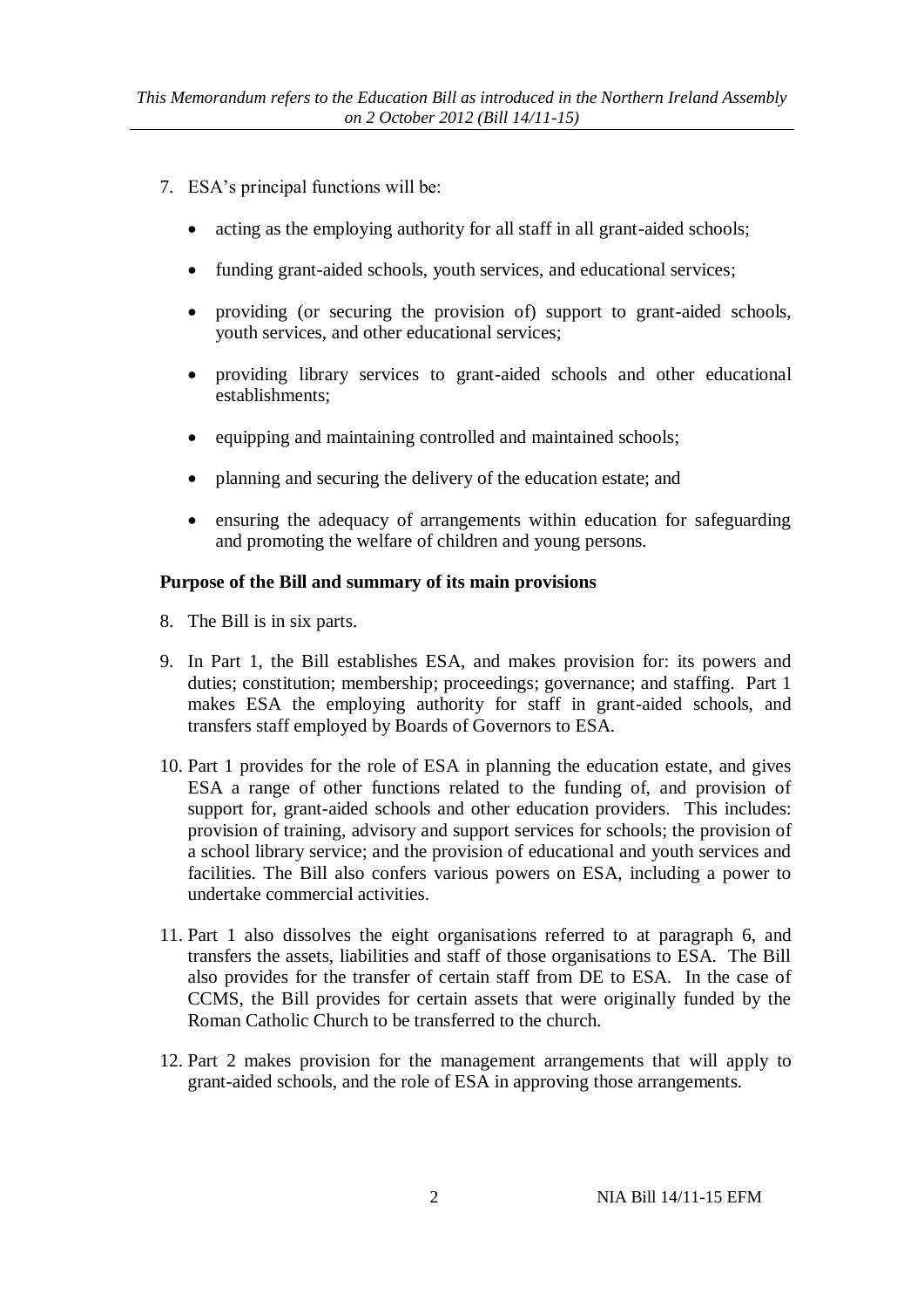7. ESA's principal functions will be:

   - acting as the employing authority for all staff in all grant-aided schools;
   - funding grant-aided schools, youth services, and educational services;
   - providing (or securing the provision of) support to grant-aided schools, youth services, and other educational services;
   - providing library services to grant-aided schools and other educational establishments;
   - equipping and maintaining controlled and maintained schools;
   - planning and securing the delivery of the education estate; and
   - ensuring the adequacy of arrangements within education for safeguarding and promoting the welfare of children and young persons.

**Purpose of the Bill and summary of its main provisions**

8. The Bill is in six parts.

9. In Part 1, the Bill establishes ESA, and makes provision for: its powers and duties; constitution; membership; proceedings; governance; and staffing. Part 1 makes ESA the employing authority for staff in grant-aided schools, and transfers staff employed by Boards of Governors to ESA.

10. Part 1 provides for the role of ESA in planning the education estate, and gives ESA a range of other functions related to the funding of, and provision of support for, grant-aided schools and other education providers. This includes: provision of training, advisory and support services for schools; the provision of a school library service; and the provision of educational and youth services and facilities. The Bill also confers various powers on ESA, including a power to undertake commercial activities.

11. Part 1 also dissolves the eight organisations referred to at paragraph 6, and transfers the assets, liabilities and staff of those organisations to ESA. The Bill also provides for the transfer of certain staff from DE to ESA. In the case of CCMS, the Bill provides for certain assets that were originally funded by the Roman Catholic Church to be transferred to the church.

12. Part 2 makes provision for the management arrangements that will apply to grant-aided schools, and the role of ESA in approving those arrangements.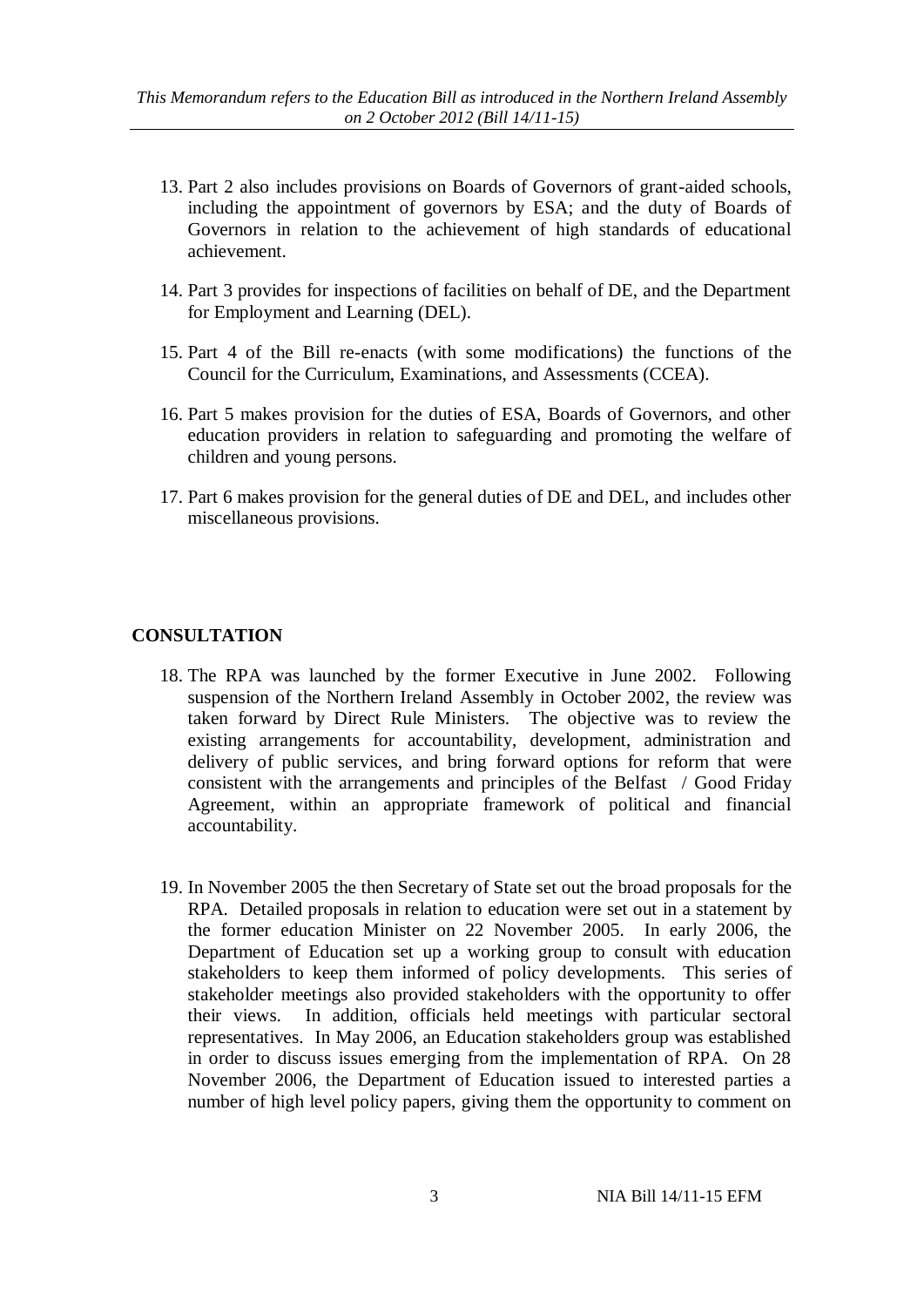13. Part 2 also includes provisions on Boards of Governors of grant-aided schools, including the appointment of governors by ESA; and the duty of Boards of Governors in relation to the achievement of high standards of educational achievement.

14. Part 3 provides for inspections of facilities on behalf of DE, and the Department for Employment and Learning (DEL).

15. Part 4 of the Bill re-enacts (with some modifications) the functions of the Council for the Curriculum, Examinations, and Assessments (CCEA).

16. Part 5 makes provision for the duties of ESA, Boards of Governors, and other education providers in relation to safeguarding and promoting the welfare of children and young persons.

17. Part 6 makes provision for the general duties of DE and DEL, and includes other miscellaneous provisions.

## CONSULTATION

18. The RPA was launched by the former Executive in June 2002. Following suspension of the Northern Ireland Assembly in October 2002, the review was taken forward by Direct Rule Ministers. The objective was to review the existing arrangements for accountability, development, administration and delivery of public services, and bring forward options for reform that were consistent with the arrangements and principles of the Belfast / Good Friday Agreement, within an appropriate framework of political and financial accountability.

19. In November 2005 the then Secretary of State set out the broad proposals for the RPA. Detailed proposals in relation to education were set out in a statement by the former education Minister on 22 November 2005. In early 2006, the Department of Education set up a working group to consult with education stakeholders to keep them informed of policy developments. This series of stakeholder meetings also provided stakeholders with the opportunity to offer their views. In addition, officials held meetings with particular sectoral representatives. In May 2006, an Education stakeholders group was established in order to discuss issues emerging from the implementation of RPA. On 28 November 2006, the Department of Education issued to interested parties a number of high level policy papers, giving them the opportunity to comment on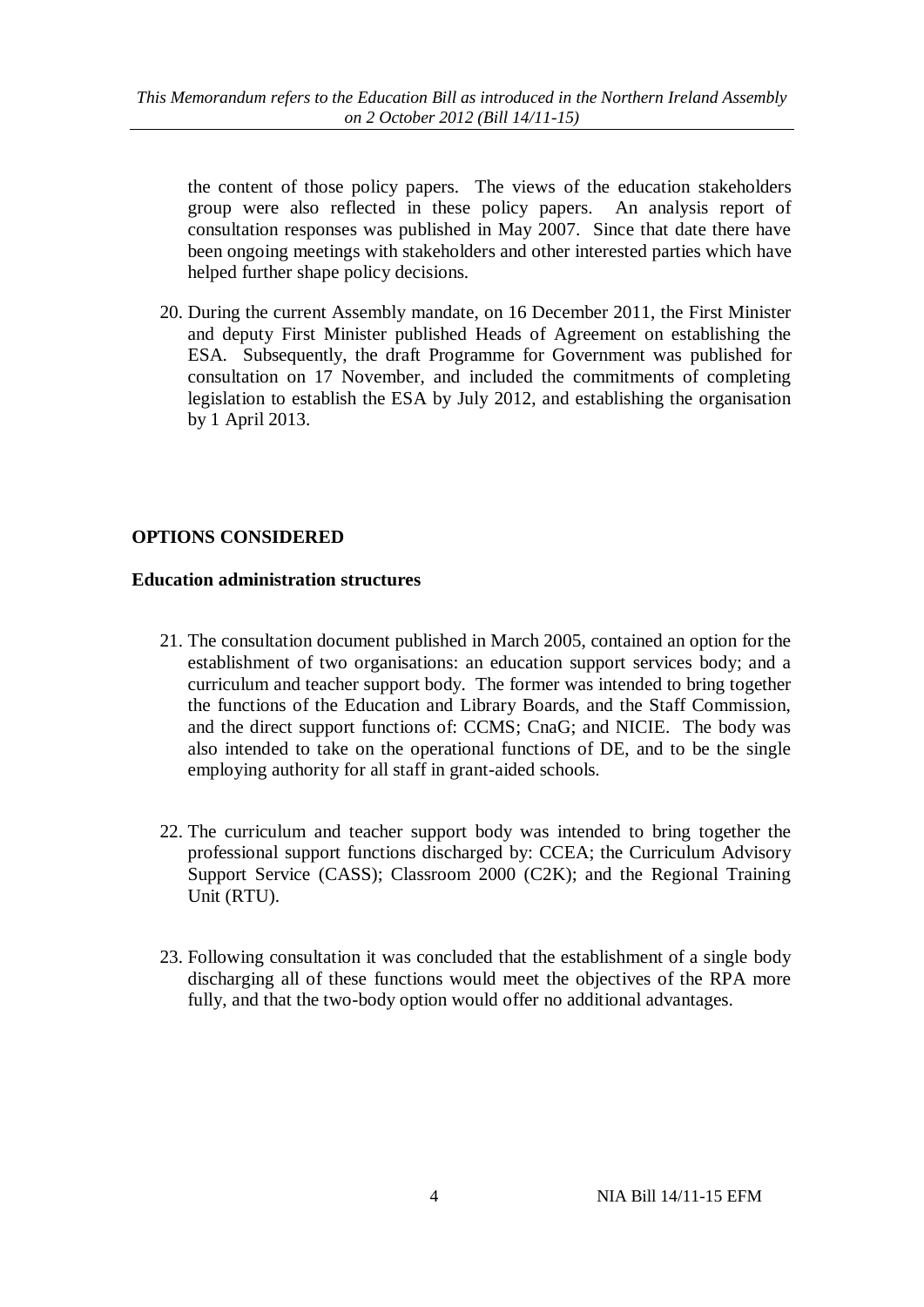the content of those policy papers. The views of the education stakeholders group were also reflected in these policy papers. An analysis report of consultation responses was published in May 2007. Since that date there have been ongoing meetings with stakeholders and other interested parties which have helped further shape policy decisions.

20. During the current Assembly mandate, on 16 December 2011, the First Minister and deputy First Minister published Heads of Agreement on establishing the ESA. Subsequently, the draft Programme for Government was published for consultation on 17 November, and included the commitments of completing legislation to establish the ESA by July 2012, and establishing the organisation by 1 April 2013.

## OPTIONS CONSIDERED

### Education administration structures

21. The consultation document published in March 2005, contained an option for the establishment of two organisations: an education support services body; and a curriculum and teacher support body. The former was intended to bring together the functions of the Education and Library Boards, and the Staff Commission, and the direct support functions of: CCMS; CnaG; and NICIE. The body was also intended to take on the operational functions of DE, and to be the single employing authority for all staff in grant-aided schools.

22. The curriculum and teacher support body was intended to bring together the professional support functions discharged by: CCEA; the Curriculum Advisory Support Service (CASS); Classroom 2000 (C2K); and the Regional Training Unit (RTU).

23. Following consultation it was concluded that the establishment of a single body discharging all of these functions would meet the objectives of the RPA more fully, and that the two-body option would offer no additional advantages.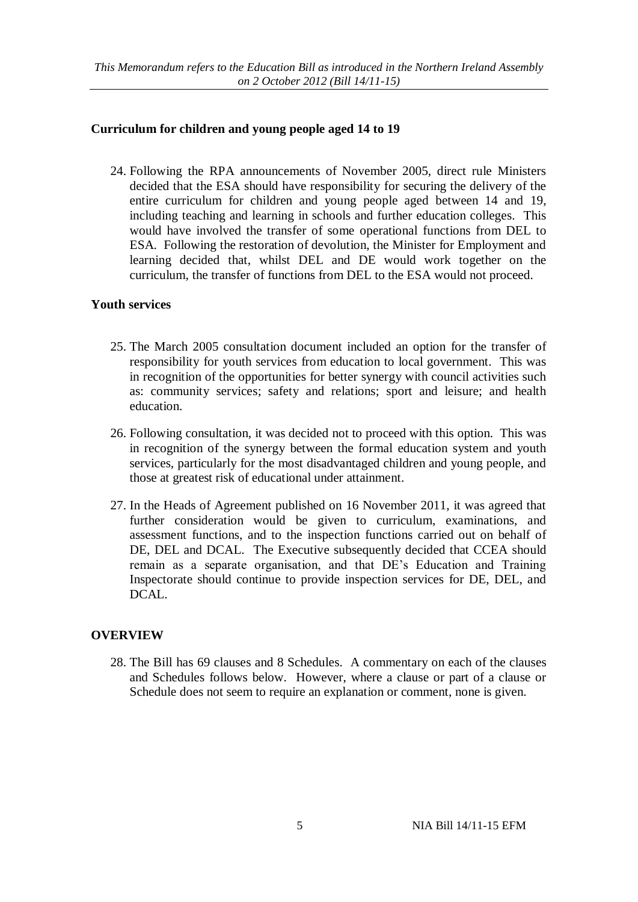## Curriculum for children and young people aged 14 to 19

24. Following the RPA announcements of November 2005, direct rule Ministers decided that the ESA should have responsibility for securing the delivery of the entire curriculum for children and young people aged between 14 and 19, including teaching and learning in schools and further education colleges. This would have involved the transfer of some operational functions from DEL to ESA. Following the restoration of devolution, the Minister for Employment and learning decided that, whilst DEL and DE would work together on the curriculum, the transfer of functions from DEL to the ESA would not proceed.

## Youth services

25. The March 2005 consultation document included an option for the transfer of responsibility for youth services from education to local government. This was in recognition of the opportunities for better synergy with council activities such as: community services; safety and relations; sport and leisure; and health education.

26. Following consultation, it was decided not to proceed with this option. This was in recognition of the synergy between the formal education system and youth services, particularly for the most disadvantaged children and young people, and those at greatest risk of educational under attainment.

27. In the Heads of Agreement published on 16 November 2011, it was agreed that further consideration would be given to curriculum, examinations, and assessment functions, and to the inspection functions carried out on behalf of DE, DEL and DCAL. The Executive subsequently decided that CCEA should remain as a separate organisation, and that DE's Education and Training Inspectorate should continue to provide inspection services for DE, DEL, and DCAL.

## OVERVIEW

28. The Bill has 69 clauses and 8 Schedules. A commentary on each of the clauses and Schedules follows below. However, where a clause or part of a clause or Schedule does not seem to require an explanation or comment, none is given.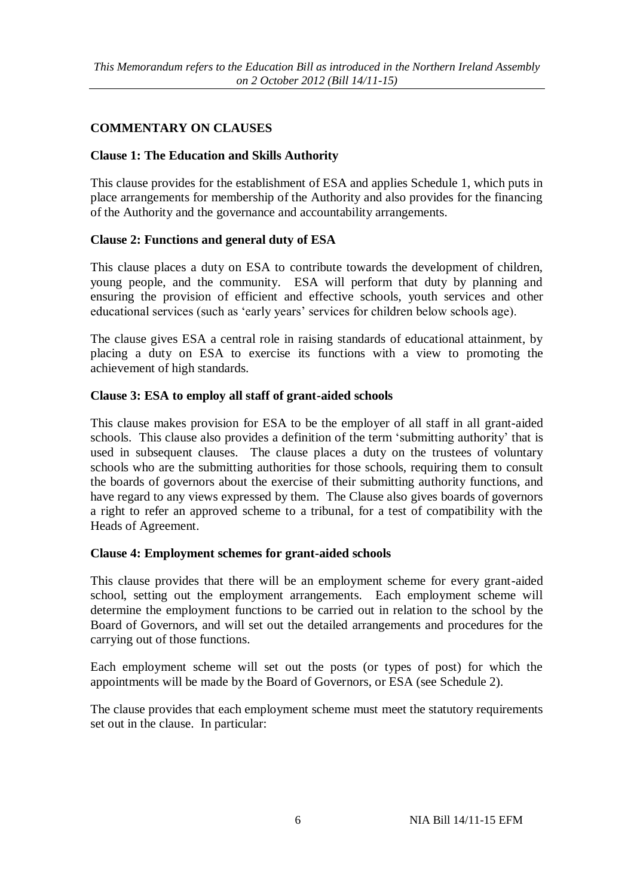## COMMENTARY ON CLAUSES

### Clause 1: The Education and Skills Authority

This clause provides for the establishment of ESA and applies Schedule 1, which puts in place arrangements for membership of the Authority and also provides for the financing of the Authority and the governance and accountability arrangements.

### Clause 2: Functions and general duty of ESA

This clause places a duty on ESA to contribute towards the development of children, young people, and the community. ESA will perform that duty by planning and ensuring the provision of efficient and effective schools, youth services and other educational services (such as 'early years' services for children below schools age).

The clause gives ESA a central role in raising standards of educational attainment, by placing a duty on ESA to exercise its functions with a view to promoting the achievement of high standards.

### Clause 3: ESA to employ all staff of grant-aided schools

This clause makes provision for ESA to be the employer of all staff in all grant-aided schools. This clause also provides a definition of the term 'submitting authority' that is used in subsequent clauses. The clause places a duty on the trustees of voluntary schools who are the submitting authorities for those schools, requiring them to consult the boards of governors about the exercise of their submitting authority functions, and have regard to any views expressed by them. The Clause also gives boards of governors a right to refer an approved scheme to a tribunal, for a test of compatibility with the Heads of Agreement.

### Clause 4: Employment schemes for grant-aided schools

This clause provides that there will be an employment scheme for every grant-aided school, setting out the employment arrangements. Each employment scheme will determine the employment functions to be carried out in relation to the school by the Board of Governors, and will set out the detailed arrangements and procedures for the carrying out of those functions.

Each employment scheme will set out the posts (or types of post) for which the appointments will be made by the Board of Governors, or ESA (see Schedule 2).

The clause provides that each employment scheme must meet the statutory requirements set out in the clause. In particular: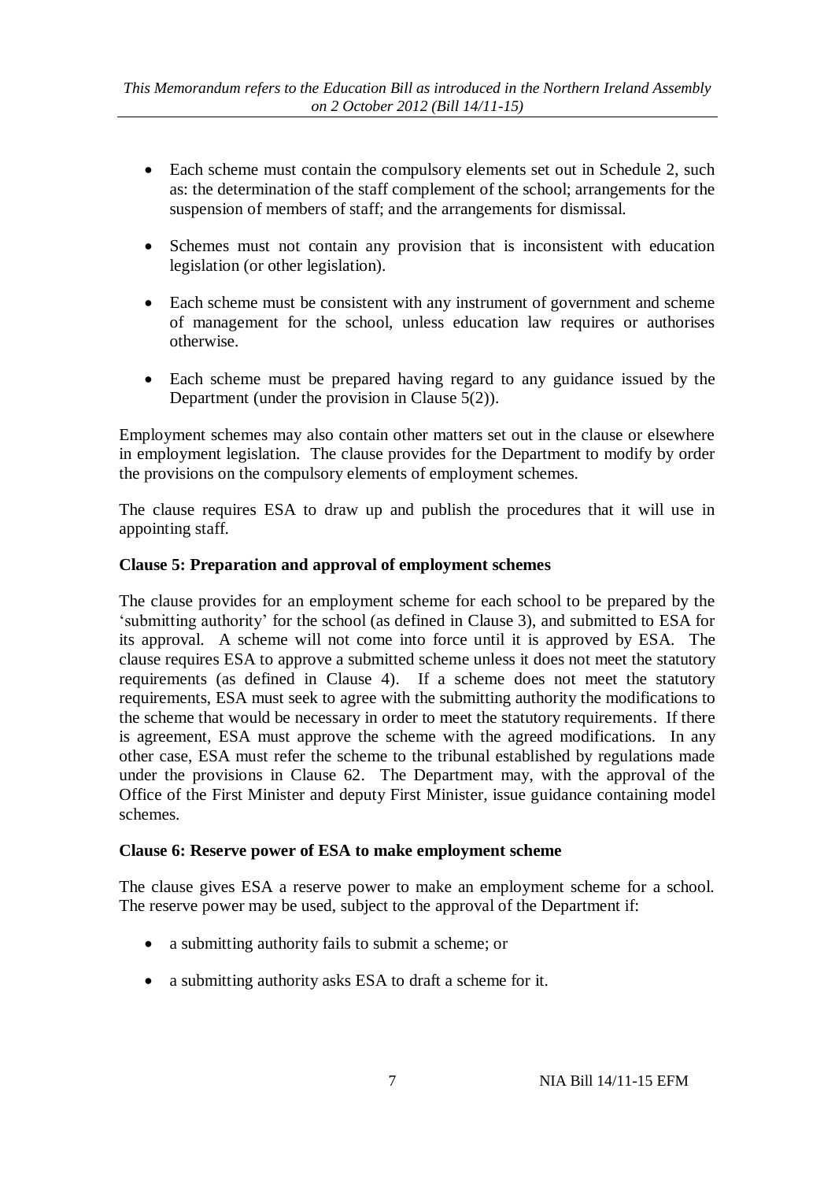- Each scheme must contain the compulsory elements set out in Schedule 2, such as: the determination of the staff complement of the school; arrangements for the suspension of members of staff; and the arrangements for dismissal.

- Schemes must not contain any provision that is inconsistent with education legislation (or other legislation).

- Each scheme must be consistent with any instrument of government and scheme of management for the school, unless education law requires or authorises otherwise.

- Each scheme must be prepared having regard to any guidance issued by the Department (under the provision in Clause 5(2)).

Employment schemes may also contain other matters set out in the clause or elsewhere in employment legislation. The clause provides for the Department to modify by order the provisions on the compulsory elements of employment schemes.

The clause requires ESA to draw up and publish the procedures that it will use in appointing staff.

**Clause 5: Preparation and approval of employment schemes**

The clause provides for an employment scheme for each school to be prepared by the 'submitting authority' for the school (as defined in Clause 3), and submitted to ESA for its approval. A scheme will not come into force until it is approved by ESA. The clause requires ESA to approve a submitted scheme unless it does not meet the statutory requirements (as defined in Clause 4). If a scheme does not meet the statutory requirements, ESA must seek to agree with the submitting authority the modifications to the scheme that would be necessary in order to meet the statutory requirements. If there is agreement, ESA must approve the scheme with the agreed modifications. In any other case, ESA must refer the scheme to the tribunal established by regulations made under the provisions in Clause 62. The Department may, with the approval of the Office of the First Minister and deputy First Minister, issue guidance containing model schemes.

**Clause 6: Reserve power of ESA to make employment scheme**

The clause gives ESA a reserve power to make an employment scheme for a school. The reserve power may be used, subject to the approval of the Department if:

- a submitting authority fails to submit a scheme; or

- a submitting authority asks ESA to draft a scheme for it.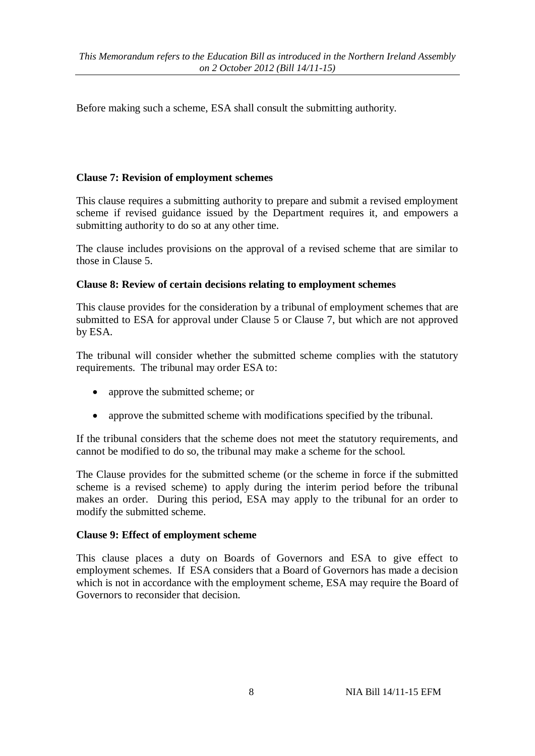Before making such a scheme, ESA shall consult the submitting authority.

**Clause 7: Revision of employment schemes**

This clause requires a submitting authority to prepare and submit a revised employment scheme if revised guidance issued by the Department requires it, and empowers a submitting authority to do so at any other time.

The clause includes provisions on the approval of a revised scheme that are similar to those in Clause 5.

**Clause 8: Review of certain decisions relating to employment schemes**

This clause provides for the consideration by a tribunal of employment schemes that are submitted to ESA for approval under Clause 5 or Clause 7, but which are not approved by ESA.

The tribunal will consider whether the submitted scheme complies with the statutory requirements. The tribunal may order ESA to:

- approve the submitted scheme; or
- approve the submitted scheme with modifications specified by the tribunal.

If the tribunal considers that the scheme does not meet the statutory requirements, and cannot be modified to do so, the tribunal may make a scheme for the school.

The Clause provides for the submitted scheme (or the scheme in force if the submitted scheme is a revised scheme) to apply during the interim period before the tribunal makes an order. During this period, ESA may apply to the tribunal for an order to modify the submitted scheme.

**Clause 9: Effect of employment scheme**

This clause places a duty on Boards of Governors and ESA to give effect to employment schemes. If ESA considers that a Board of Governors has made a decision which is not in accordance with the employment scheme, ESA may require the Board of Governors to reconsider that decision.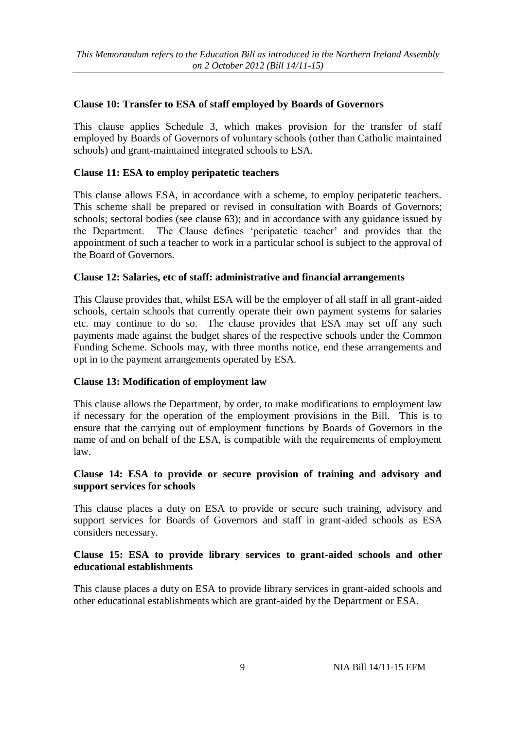### Clause 10: Transfer to ESA of staff employed by Boards of Governors

This clause applies Schedule 3, which makes provision for the transfer of staff employed by Boards of Governors of voluntary schools (other than Catholic maintained schools) and grant-maintained integrated schools to ESA.

### Clause 11: ESA to employ peripatetic teachers

This clause allows ESA, in accordance with a scheme, to employ peripatetic teachers. This scheme shall be prepared or revised in consultation with Boards of Governors; schools; sectoral bodies (see clause 63); and in accordance with any guidance issued by the Department. The Clause defines 'peripatetic teacher' and provides that the appointment of such a teacher to work in a particular school is subject to the approval of the Board of Governors.

### Clause 12: Salaries, etc of staff: administrative and financial arrangements

This Clause provides that, whilst ESA will be the employer of all staff in all grant-aided schools, certain schools that currently operate their own payment systems for salaries etc. may continue to do so. The clause provides that ESA may set off any such payments made against the budget shares of the respective schools under the Common Funding Scheme. Schools may, with three months notice, end these arrangements and opt in to the payment arrangements operated by ESA.

### Clause 13: Modification of employment law

This clause allows the Department, by order, to make modifications to employment law if necessary for the operation of the employment provisions in the Bill. This is to ensure that the carrying out of employment functions by Boards of Governors in the name of and on behalf of the ESA, is compatible with the requirements of employment law.

### Clause 14: ESA to provide or secure provision of training and advisory and support services for schools

This clause places a duty on ESA to provide or secure such training, advisory and support services for Boards of Governors and staff in grant-aided schools as ESA considers necessary.

### Clause 15: ESA to provide library services to grant-aided schools and other educational establishments

This clause places a duty on ESA to provide library services in grant-aided schools and other educational establishments which are grant-aided by the Department or ESA.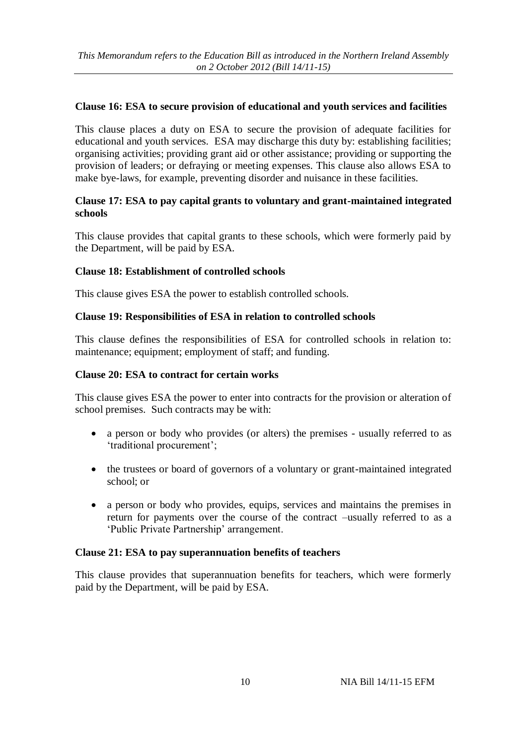### Clause 16: ESA to secure provision of educational and youth services and facilities

This clause places a duty on ESA to secure the provision of adequate facilities for educational and youth services. ESA may discharge this duty by: establishing facilities; organising activities; providing grant aid or other assistance; providing or supporting the provision of leaders; or defraying or meeting expenses. This clause also allows ESA to make bye-laws, for example, preventing disorder and nuisance in these facilities.

### Clause 17: ESA to pay capital grants to voluntary and grant-maintained integrated schools

This clause provides that capital grants to these schools, which were formerly paid by the Department, will be paid by ESA.

### Clause 18: Establishment of controlled schools

This clause gives ESA the power to establish controlled schools.

### Clause 19: Responsibilities of ESA in relation to controlled schools

This clause defines the responsibilities of ESA for controlled schools in relation to: maintenance; equipment; employment of staff; and funding.

### Clause 20: ESA to contract for certain works

This clause gives ESA the power to enter into contracts for the provision or alteration of school premises. Such contracts may be with:

- a person or body who provides (or alters) the premises - usually referred to as 'traditional procurement';
- the trustees or board of governors of a voluntary or grant-maintained integrated school; or
- a person or body who provides, equips, services and maintains the premises in return for payments over the course of the contract –usually referred to as a 'Public Private Partnership' arrangement.

### Clause 21: ESA to pay superannuation benefits of teachers

This clause provides that superannuation benefits for teachers, which were formerly paid by the Department, will be paid by ESA.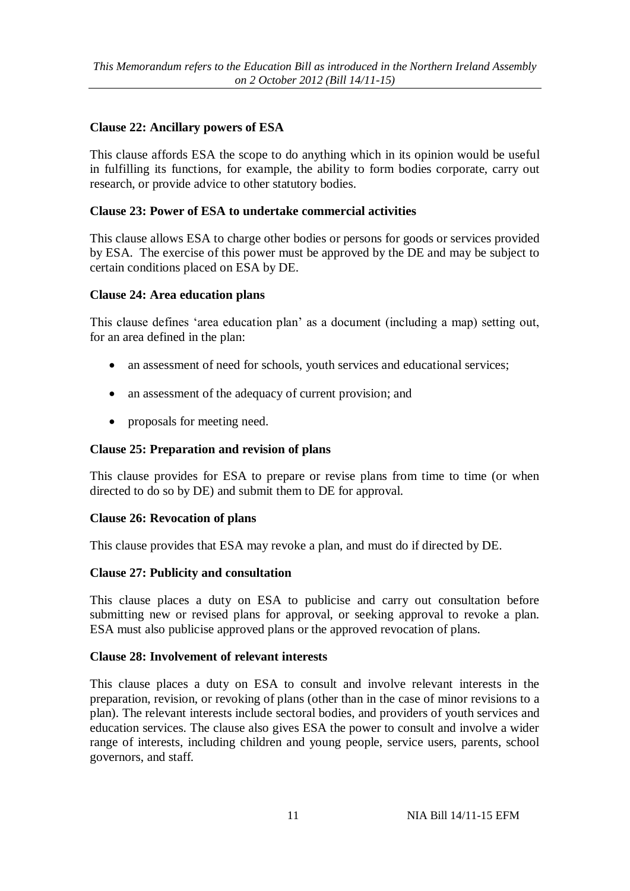**Clause 22: Ancillary powers of ESA**

This clause affords ESA the scope to do anything which in its opinion would be useful in fulfilling its functions, for example, the ability to form bodies corporate, carry out research, or provide advice to other statutory bodies.

**Clause 23: Power of ESA to undertake commercial activities**

This clause allows ESA to charge other bodies or persons for goods or services provided by ESA. The exercise of this power must be approved by the DE and may be subject to certain conditions placed on ESA by DE.

**Clause 24: Area education plans**

This clause defines 'area education plan' as a document (including a map) setting out, for an area defined in the plan:

- an assessment of need for schools, youth services and educational services;
- an assessment of the adequacy of current provision; and
- proposals for meeting need.

**Clause 25: Preparation and revision of plans**

This clause provides for ESA to prepare or revise plans from time to time (or when directed to do so by DE) and submit them to DE for approval.

**Clause 26: Revocation of plans**

This clause provides that ESA may revoke a plan, and must do if directed by DE.

**Clause 27: Publicity and consultation**

This clause places a duty on ESA to publicise and carry out consultation before submitting new or revised plans for approval, or seeking approval to revoke a plan. ESA must also publicise approved plans or the approved revocation of plans.

**Clause 28: Involvement of relevant interests**

This clause places a duty on ESA to consult and involve relevant interests in the preparation, revision, or revoking of plans (other than in the case of minor revisions to a plan). The relevant interests include sectoral bodies, and providers of youth services and education services. The clause also gives ESA the power to consult and involve a wider range of interests, including children and young people, service users, parents, school governors, and staff.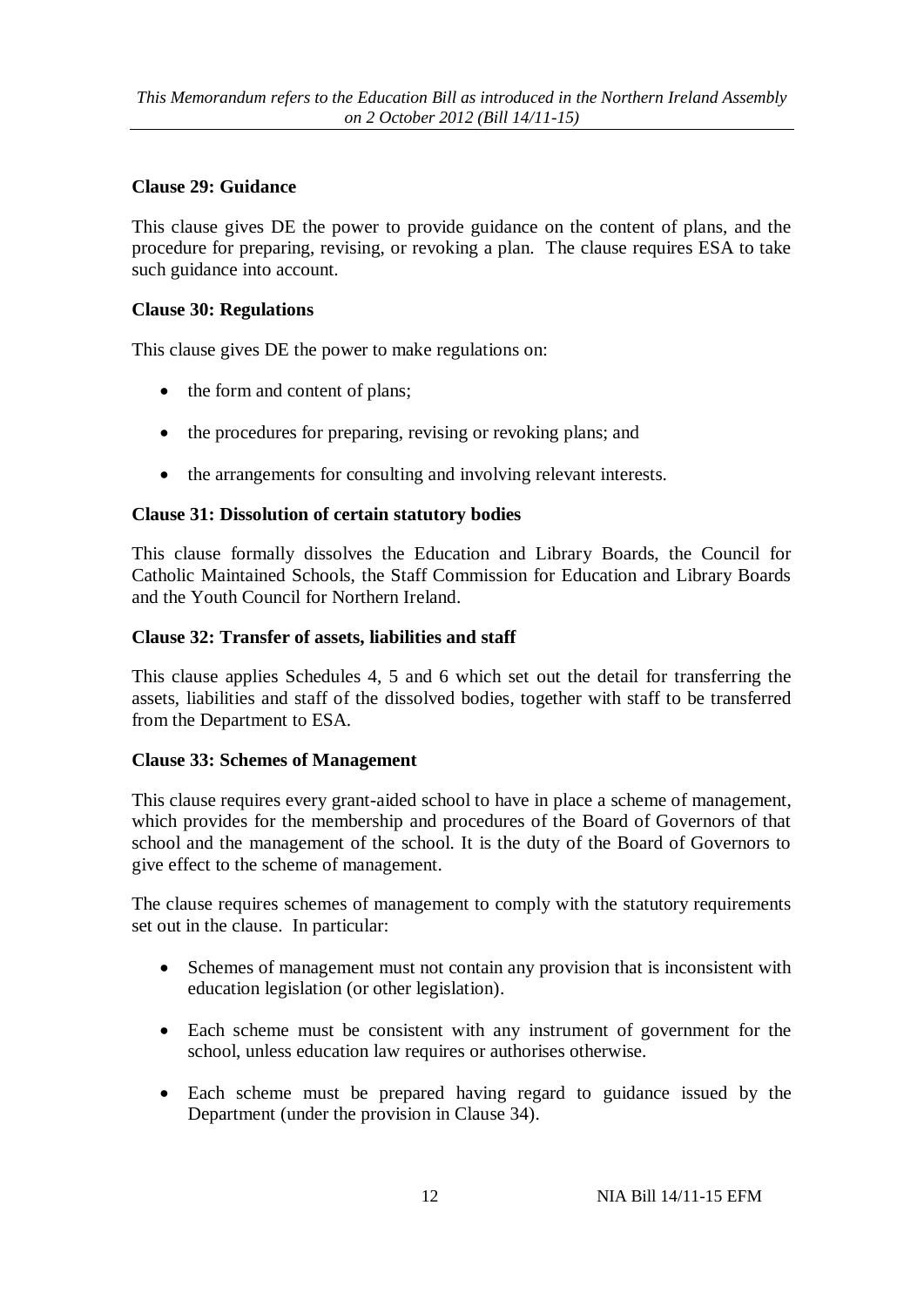**Clause 29: Guidance**

This clause gives DE the power to provide guidance on the content of plans, and the procedure for preparing, revising, or revoking a plan. The clause requires ESA to take such guidance into account.

**Clause 30: Regulations**

This clause gives DE the power to make regulations on:

- the form and content of plans;
- the procedures for preparing, revising or revoking plans; and
- the arrangements for consulting and involving relevant interests.

**Clause 31: Dissolution of certain statutory bodies**

This clause formally dissolves the Education and Library Boards, the Council for Catholic Maintained Schools, the Staff Commission for Education and Library Boards and the Youth Council for Northern Ireland.

**Clause 32: Transfer of assets, liabilities and staff**

This clause applies Schedules 4, 5 and 6 which set out the detail for transferring the assets, liabilities and staff of the dissolved bodies, together with staff to be transferred from the Department to ESA.

**Clause 33: Schemes of Management**

This clause requires every grant-aided school to have in place a scheme of management, which provides for the membership and procedures of the Board of Governors of that school and the management of the school. It is the duty of the Board of Governors to give effect to the scheme of management.

The clause requires schemes of management to comply with the statutory requirements set out in the clause. In particular:

- Schemes of management must not contain any provision that is inconsistent with education legislation (or other legislation).
- Each scheme must be consistent with any instrument of government for the school, unless education law requires or authorises otherwise.
- Each scheme must be prepared having regard to guidance issued by the Department (under the provision in Clause 34).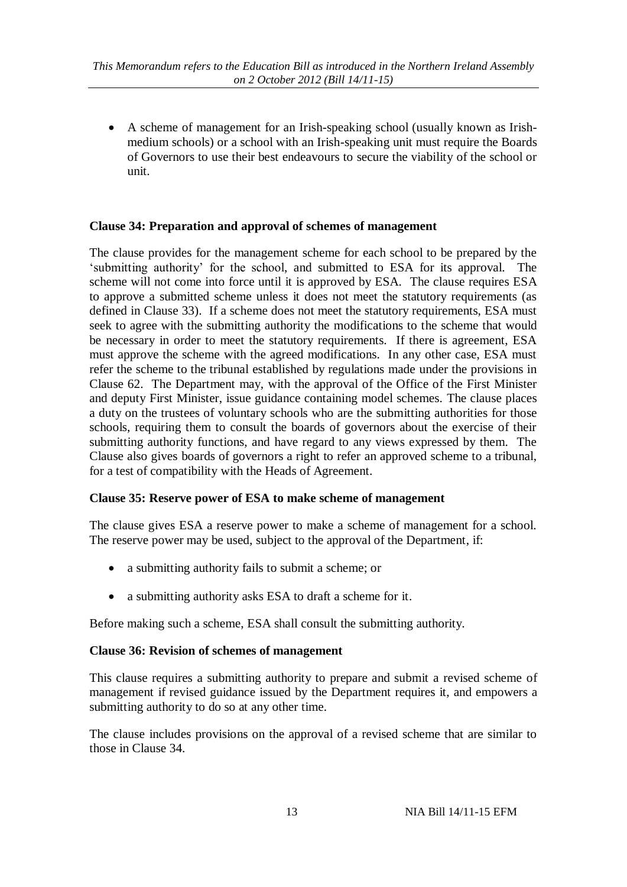- A scheme of management for an Irish-speaking school (usually known as Irish-medium schools) or a school with an Irish-speaking unit must require the Boards of Governors to use their best endeavours to secure the viability of the school or unit.

**Clause 34: Preparation and approval of schemes of management**

The clause provides for the management scheme for each school to be prepared by the 'submitting authority' for the school, and submitted to ESA for its approval. The scheme will not come into force until it is approved by ESA. The clause requires ESA to approve a submitted scheme unless it does not meet the statutory requirements (as defined in Clause 33). If a scheme does not meet the statutory requirements, ESA must seek to agree with the submitting authority the modifications to the scheme that would be necessary in order to meet the statutory requirements. If there is agreement, ESA must approve the scheme with the agreed modifications. In any other case, ESA must refer the scheme to the tribunal established by regulations made under the provisions in Clause 62. The Department may, with the approval of the Office of the First Minister and deputy First Minister, issue guidance containing model schemes. The clause places a duty on the trustees of voluntary schools who are the submitting authorities for those schools, requiring them to consult the boards of governors about the exercise of their submitting authority functions, and have regard to any views expressed by them. The Clause also gives boards of governors a right to refer an approved scheme to a tribunal, for a test of compatibility with the Heads of Agreement.

**Clause 35: Reserve power of ESA to make scheme of management**

The clause gives ESA a reserve power to make a scheme of management for a school. The reserve power may be used, subject to the approval of the Department, if:

- a submitting authority fails to submit a scheme; or
- a submitting authority asks ESA to draft a scheme for it.

Before making such a scheme, ESA shall consult the submitting authority.

**Clause 36: Revision of schemes of management**

This clause requires a submitting authority to prepare and submit a revised scheme of management if revised guidance issued by the Department requires it, and empowers a submitting authority to do so at any other time.

The clause includes provisions on the approval of a revised scheme that are similar to those in Clause 34.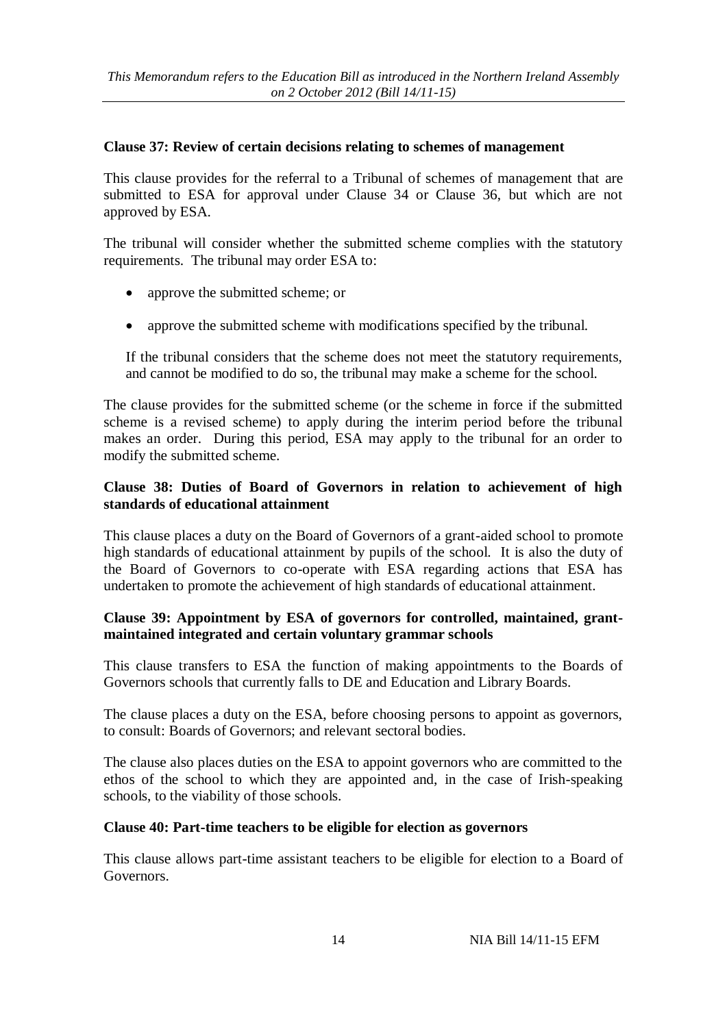### Clause 37: Review of certain decisions relating to schemes of management

This clause provides for the referral to a Tribunal of schemes of management that are submitted to ESA for approval under Clause 34 or Clause 36, but which are not approved by ESA.

The tribunal will consider whether the submitted scheme complies with the statutory requirements. The tribunal may order ESA to:

- approve the submitted scheme; or
- approve the submitted scheme with modifications specified by the tribunal.

If the tribunal considers that the scheme does not meet the statutory requirements, and cannot be modified to do so, the tribunal may make a scheme for the school.

The clause provides for the submitted scheme (or the scheme in force if the submitted scheme is a revised scheme) to apply during the interim period before the tribunal makes an order. During this period, ESA may apply to the tribunal for an order to modify the submitted scheme.

### Clause 38: Duties of Board of Governors in relation to achievement of high standards of educational attainment

This clause places a duty on the Board of Governors of a grant-aided school to promote high standards of educational attainment by pupils of the school. It is also the duty of the Board of Governors to co-operate with ESA regarding actions that ESA has undertaken to promote the achievement of high standards of educational attainment.

### Clause 39: Appointment by ESA of governors for controlled, maintained, grant-maintained integrated and certain voluntary grammar schools

This clause transfers to ESA the function of making appointments to the Boards of Governors schools that currently falls to DE and Education and Library Boards.

The clause places a duty on the ESA, before choosing persons to appoint as governors, to consult: Boards of Governors; and relevant sectoral bodies.

The clause also places duties on the ESA to appoint governors who are committed to the ethos of the school to which they are appointed and, in the case of Irish-speaking schools, to the viability of those schools.

### Clause 40: Part-time teachers to be eligible for election as governors

This clause allows part-time assistant teachers to be eligible for election to a Board of Governors.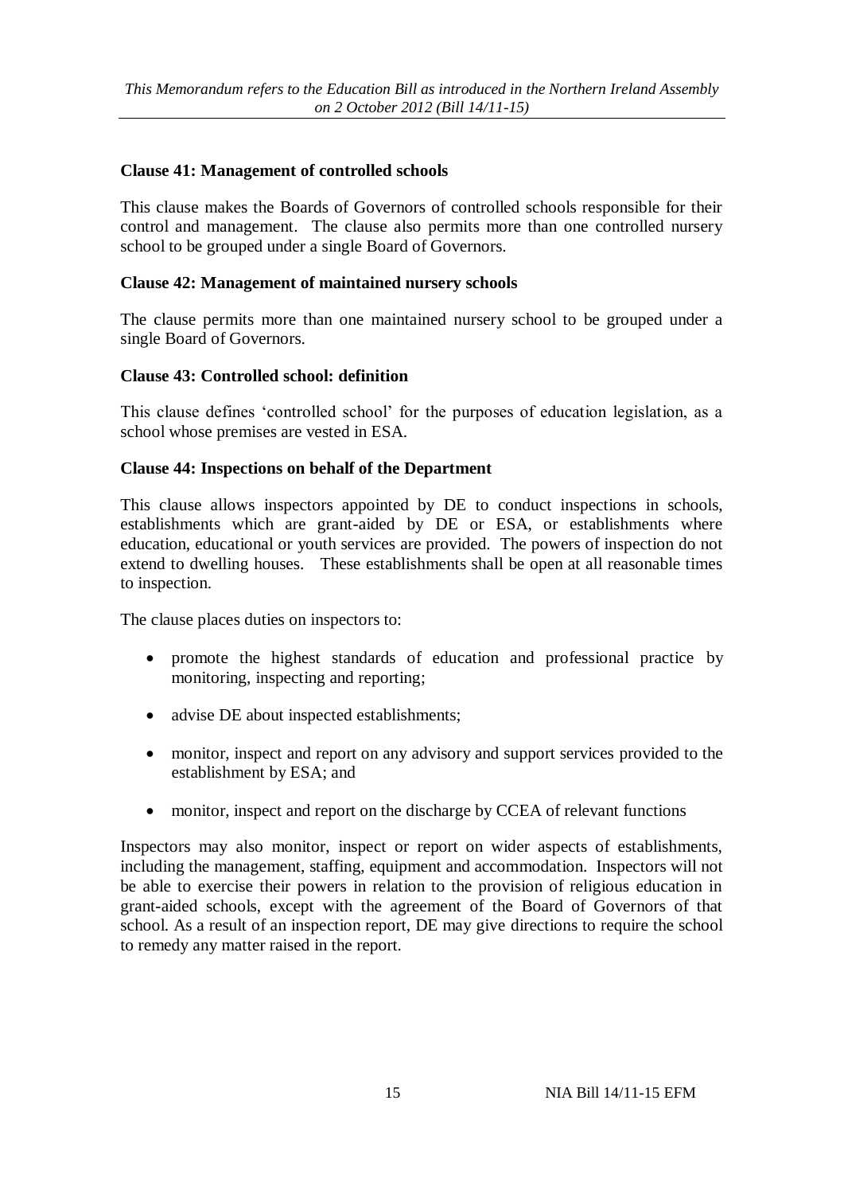**Clause 41: Management of controlled schools**

This clause makes the Boards of Governors of controlled schools responsible for their control and management. The clause also permits more than one controlled nursery school to be grouped under a single Board of Governors.

**Clause 42: Management of maintained nursery schools**

The clause permits more than one maintained nursery school to be grouped under a single Board of Governors.

**Clause 43: Controlled school: definition**

This clause defines 'controlled school' for the purposes of education legislation, as a school whose premises are vested in ESA.

**Clause 44: Inspections on behalf of the Department**

This clause allows inspectors appointed by DE to conduct inspections in schools, establishments which are grant-aided by DE or ESA, or establishments where education, educational or youth services are provided. The powers of inspection do not extend to dwelling houses. These establishments shall be open at all reasonable times to inspection.

The clause places duties on inspectors to:

- promote the highest standards of education and professional practice by monitoring, inspecting and reporting;
- advise DE about inspected establishments;
- monitor, inspect and report on any advisory and support services provided to the establishment by ESA; and
- monitor, inspect and report on the discharge by CCEA of relevant functions

Inspectors may also monitor, inspect or report on wider aspects of establishments, including the management, staffing, equipment and accommodation. Inspectors will not be able to exercise their powers in relation to the provision of religious education in grant-aided schools, except with the agreement of the Board of Governors of that school. As a result of an inspection report, DE may give directions to require the school to remedy any matter raised in the report.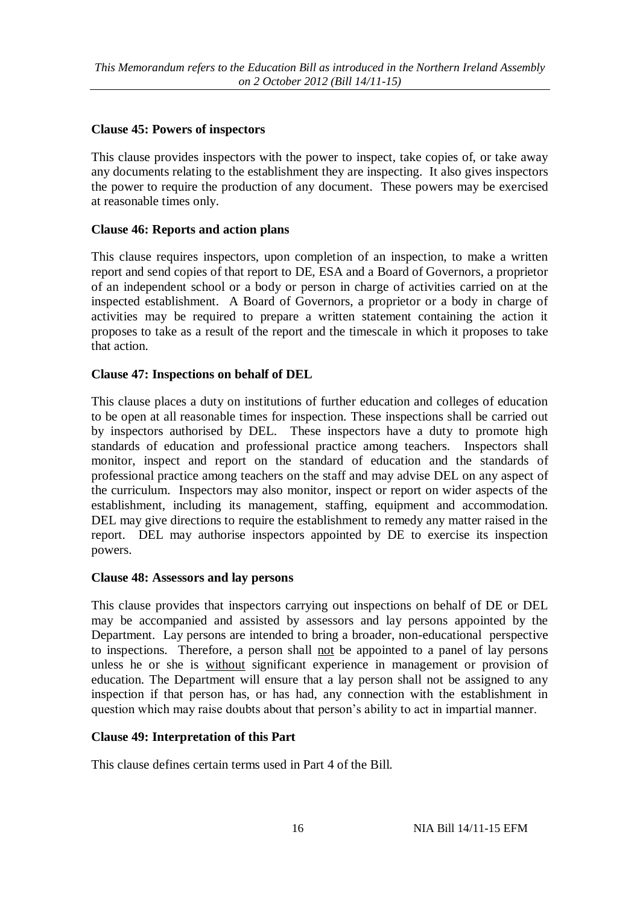### Clause 45: Powers of inspectors

This clause provides inspectors with the power to inspect, take copies of, or take away any documents relating to the establishment they are inspecting. It also gives inspectors the power to require the production of any document. These powers may be exercised at reasonable times only.

### Clause 46: Reports and action plans

This clause requires inspectors, upon completion of an inspection, to make a written report and send copies of that report to DE, ESA and a Board of Governors, a proprietor of an independent school or a body or person in charge of activities carried on at the inspected establishment. A Board of Governors, a proprietor or a body in charge of activities may be required to prepare a written statement containing the action it proposes to take as a result of the report and the timescale in which it proposes to take that action.

### Clause 47: Inspections on behalf of DEL

This clause places a duty on institutions of further education and colleges of education to be open at all reasonable times for inspection. These inspections shall be carried out by inspectors authorised by DEL. These inspectors have a duty to promote high standards of education and professional practice among teachers. Inspectors shall monitor, inspect and report on the standard of education and the standards of professional practice among teachers on the staff and may advise DEL on any aspect of the curriculum. Inspectors may also monitor, inspect or report on wider aspects of the establishment, including its management, staffing, equipment and accommodation. DEL may give directions to require the establishment to remedy any matter raised in the report. DEL may authorise inspectors appointed by DE to exercise its inspection powers.

### Clause 48: Assessors and lay persons

This clause provides that inspectors carrying out inspections on behalf of DE or DEL may be accompanied and assisted by assessors and lay persons appointed by the Department. Lay persons are intended to bring a broader, non-educational perspective to inspections. Therefore, a person shall <u>not</u> be appointed to a panel of lay persons unless he or she is <u>without</u> significant experience in management or provision of education. The Department will ensure that a lay person shall not be assigned to any inspection if that person has, or has had, any connection with the establishment in question which may raise doubts about that person's ability to act in impartial manner.

### Clause 49: Interpretation of this Part

This clause defines certain terms used in Part 4 of the Bill.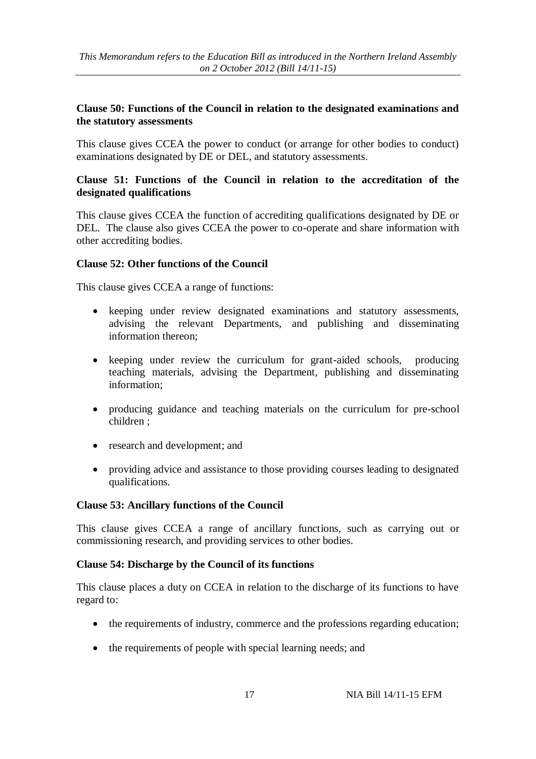**Clause 50: Functions of the Council in relation to the designated examinations and the statutory assessments**

This clause gives CCEA the power to conduct (or arrange for other bodies to conduct) examinations designated by DE or DEL, and statutory assessments.

**Clause 51: Functions of the Council in relation to the accreditation of the designated qualifications**

This clause gives CCEA the function of accrediting qualifications designated by DE or DEL. The clause also gives CCEA the power to co-operate and share information with other accrediting bodies.

**Clause 52: Other functions of the Council**

This clause gives CCEA a range of functions:

- keeping under review designated examinations and statutory assessments, advising the relevant Departments, and publishing and disseminating information thereon;
- keeping under review the curriculum for grant-aided schools, producing teaching materials, advising the Department, publishing and disseminating information;
- producing guidance and teaching materials on the curriculum for pre-school children ;
- research and development; and
- providing advice and assistance to those providing courses leading to designated qualifications.

**Clause 53: Ancillary functions of the Council**

This clause gives CCEA a range of ancillary functions, such as carrying out or commissioning research, and providing services to other bodies.

**Clause 54: Discharge by the Council of its functions**

This clause places a duty on CCEA in relation to the discharge of its functions to have regard to:

- the requirements of industry, commerce and the professions regarding education;
- the requirements of people with special learning needs; and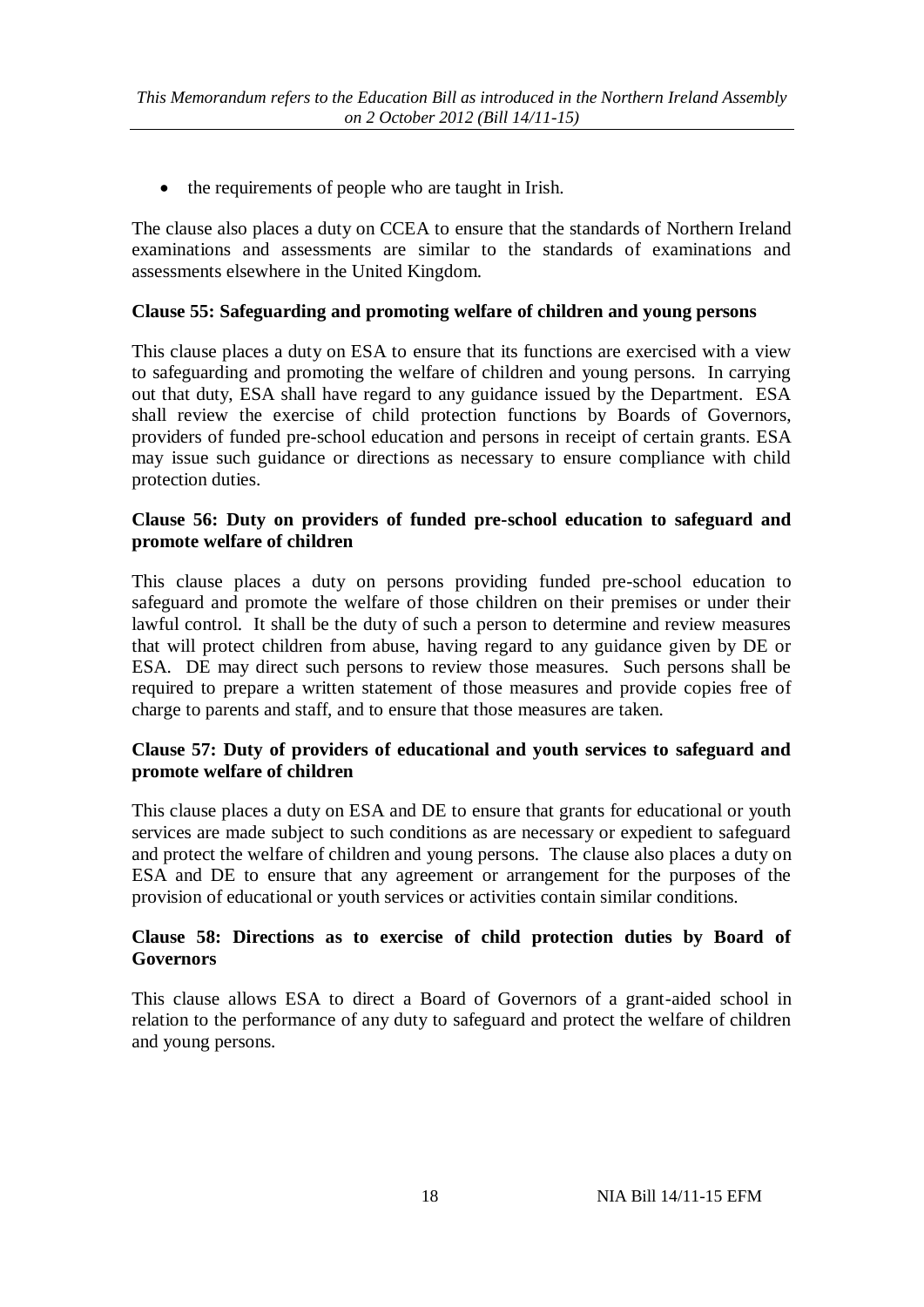- the requirements of people who are taught in Irish.

The clause also places a duty on CCEA to ensure that the standards of Northern Ireland examinations and assessments are similar to the standards of examinations and assessments elsewhere in the United Kingdom.

**Clause 55: Safeguarding and promoting welfare of children and young persons**

This clause places a duty on ESA to ensure that its functions are exercised with a view to safeguarding and promoting the welfare of children and young persons. In carrying out that duty, ESA shall have regard to any guidance issued by the Department. ESA shall review the exercise of child protection functions by Boards of Governors, providers of funded pre-school education and persons in receipt of certain grants. ESA may issue such guidance or directions as necessary to ensure compliance with child protection duties.

**Clause 56: Duty on providers of funded pre-school education to safeguard and promote welfare of children**

This clause places a duty on persons providing funded pre-school education to safeguard and promote the welfare of those children on their premises or under their lawful control. It shall be the duty of such a person to determine and review measures that will protect children from abuse, having regard to any guidance given by DE or ESA. DE may direct such persons to review those measures. Such persons shall be required to prepare a written statement of those measures and provide copies free of charge to parents and staff, and to ensure that those measures are taken.

**Clause 57: Duty of providers of educational and youth services to safeguard and promote welfare of children**

This clause places a duty on ESA and DE to ensure that grants for educational or youth services are made subject to such conditions as are necessary or expedient to safeguard and protect the welfare of children and young persons. The clause also places a duty on ESA and DE to ensure that any agreement or arrangement for the purposes of the provision of educational or youth services or activities contain similar conditions.

**Clause 58: Directions as to exercise of child protection duties by Board of Governors**

This clause allows ESA to direct a Board of Governors of a grant-aided school in relation to the performance of any duty to safeguard and protect the welfare of children and young persons.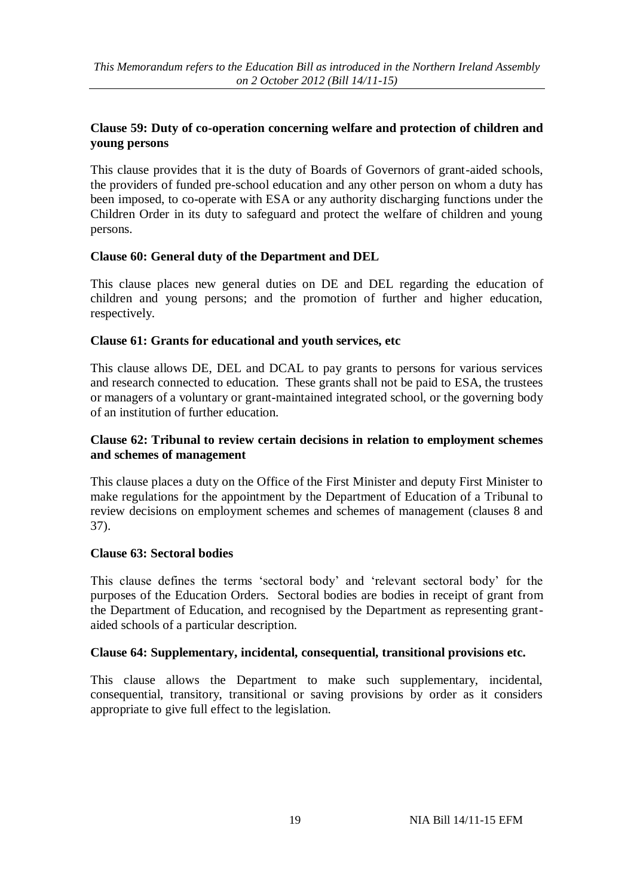### Clause 59: Duty of co-operation concerning welfare and protection of children and young persons

This clause provides that it is the duty of Boards of Governors of grant-aided schools, the providers of funded pre-school education and any other person on whom a duty has been imposed, to co-operate with ESA or any authority discharging functions under the Children Order in its duty to safeguard and protect the welfare of children and young persons.

### Clause 60: General duty of the Department and DEL

This clause places new general duties on DE and DEL regarding the education of children and young persons; and the promotion of further and higher education, respectively.

### Clause 61: Grants for educational and youth services, etc

This clause allows DE, DEL and DCAL to pay grants to persons for various services and research connected to education. These grants shall not be paid to ESA, the trustees or managers of a voluntary or grant-maintained integrated school, or the governing body of an institution of further education.

### Clause 62: Tribunal to review certain decisions in relation to employment schemes and schemes of management

This clause places a duty on the Office of the First Minister and deputy First Minister to make regulations for the appointment by the Department of Education of a Tribunal to review decisions on employment schemes and schemes of management (clauses 8 and 37).

### Clause 63: Sectoral bodies

This clause defines the terms 'sectoral body' and 'relevant sectoral body' for the purposes of the Education Orders. Sectoral bodies are bodies in receipt of grant from the Department of Education, and recognised by the Department as representing grant-aided schools of a particular description.

### Clause 64: Supplementary, incidental, consequential, transitional provisions etc.

This clause allows the Department to make such supplementary, incidental, consequential, transitory, transitional or saving provisions by order as it considers appropriate to give full effect to the legislation.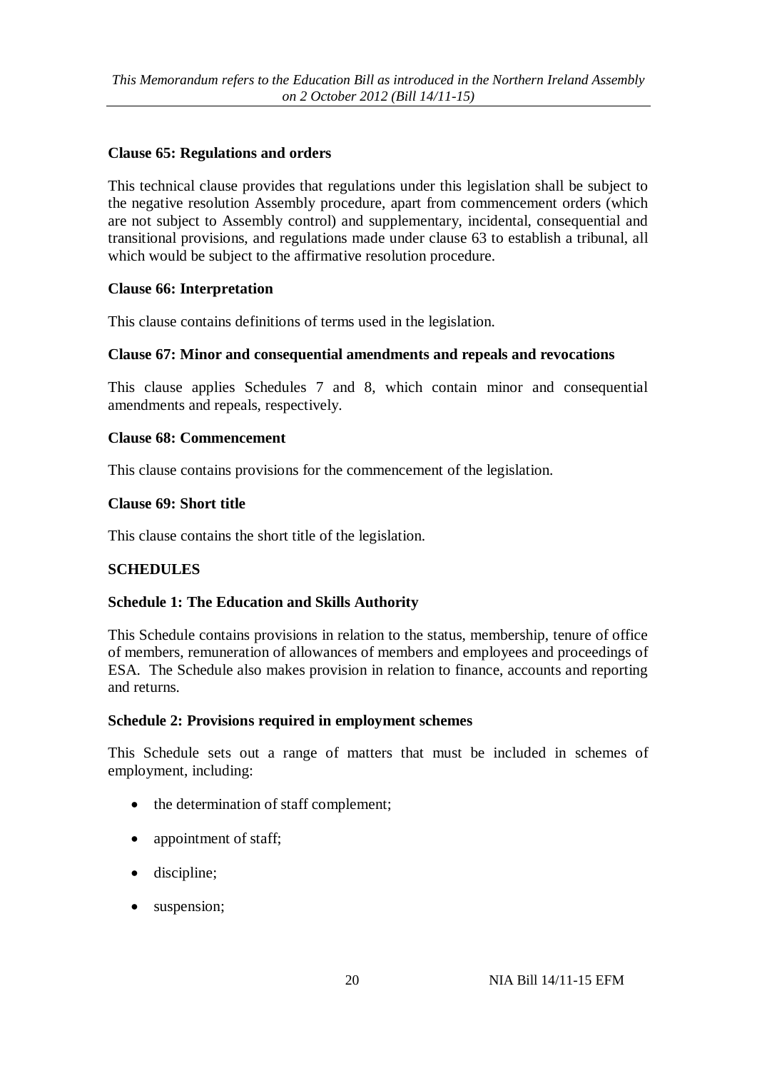**Clause 65: Regulations and orders**

This technical clause provides that regulations under this legislation shall be subject to the negative resolution Assembly procedure, apart from commencement orders (which are not subject to Assembly control) and supplementary, incidental, consequential and transitional provisions, and regulations made under clause 63 to establish a tribunal, all which would be subject to the affirmative resolution procedure.

**Clause 66: Interpretation**

This clause contains definitions of terms used in the legislation.

**Clause 67: Minor and consequential amendments and repeals and revocations**

This clause applies Schedules 7 and 8, which contain minor and consequential amendments and repeals, respectively.

**Clause 68: Commencement**

This clause contains provisions for the commencement of the legislation.

**Clause 69: Short title**

This clause contains the short title of the legislation.

**SCHEDULES**

**Schedule 1: The Education and Skills Authority**

This Schedule contains provisions in relation to the status, membership, tenure of office of members, remuneration of allowances of members and employees and proceedings of ESA. The Schedule also makes provision in relation to finance, accounts and reporting and returns.

**Schedule 2: Provisions required in employment schemes**

This Schedule sets out a range of matters that must be included in schemes of employment, including:

- the determination of staff complement;
- appointment of staff;
- discipline;
- suspension;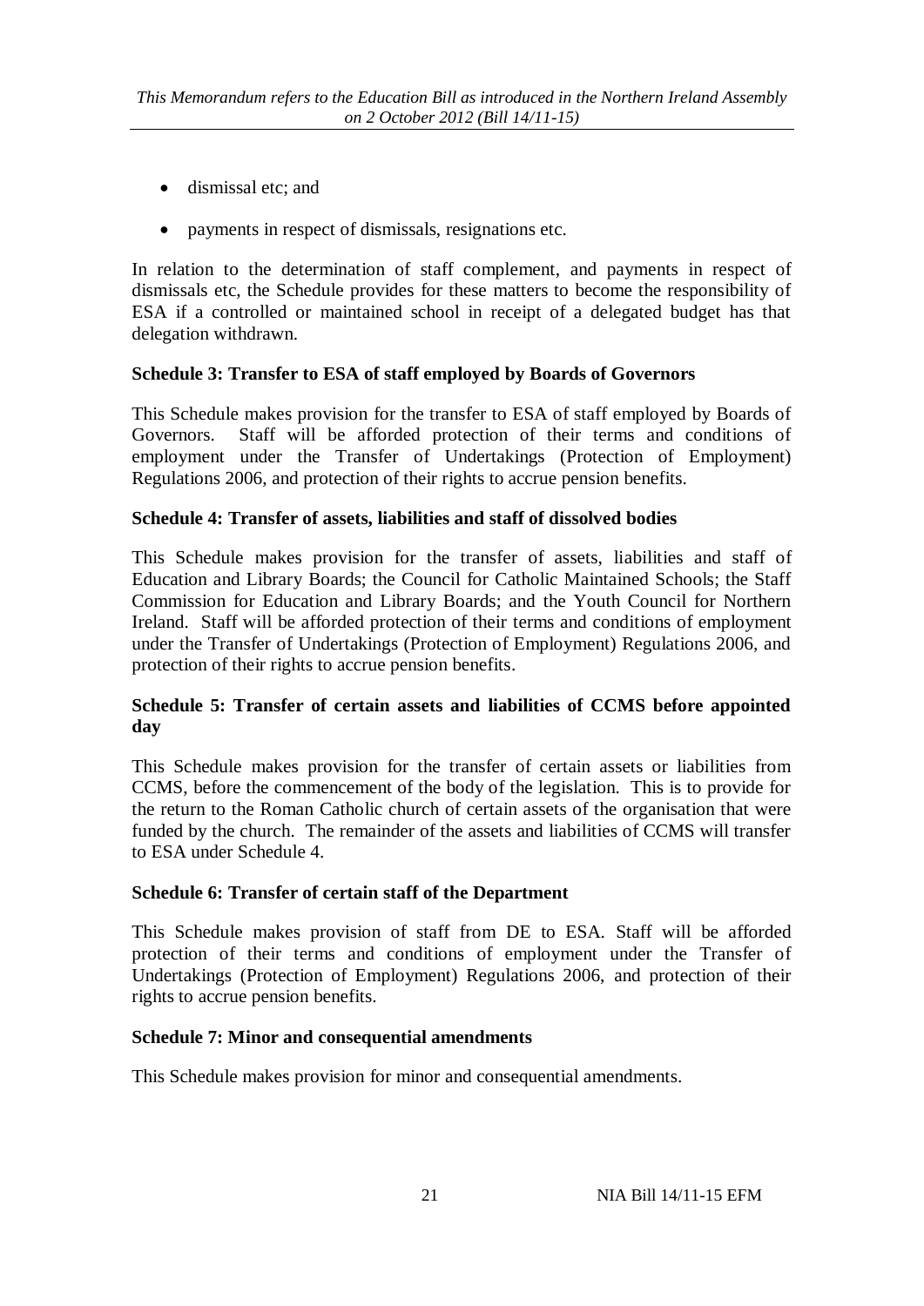- dismissal etc; and
- payments in respect of dismissals, resignations etc.

In relation to the determination of staff complement, and payments in respect of dismissals etc, the Schedule provides for these matters to become the responsibility of ESA if a controlled or maintained school in receipt of a delegated budget has that delegation withdrawn.

**Schedule 3: Transfer to ESA of staff employed by Boards of Governors**

This Schedule makes provision for the transfer to ESA of staff employed by Boards of Governors. Staff will be afforded protection of their terms and conditions of employment under the Transfer of Undertakings (Protection of Employment) Regulations 2006, and protection of their rights to accrue pension benefits.

**Schedule 4: Transfer of assets, liabilities and staff of dissolved bodies**

This Schedule makes provision for the transfer of assets, liabilities and staff of Education and Library Boards; the Council for Catholic Maintained Schools; the Staff Commission for Education and Library Boards; and the Youth Council for Northern Ireland. Staff will be afforded protection of their terms and conditions of employment under the Transfer of Undertakings (Protection of Employment) Regulations 2006, and protection of their rights to accrue pension benefits.

**Schedule 5: Transfer of certain assets and liabilities of CCMS before appointed day**

This Schedule makes provision for the transfer of certain assets or liabilities from CCMS, before the commencement of the body of the legislation. This is to provide for the return to the Roman Catholic church of certain assets of the organisation that were funded by the church. The remainder of the assets and liabilities of CCMS will transfer to ESA under Schedule 4.

**Schedule 6: Transfer of certain staff of the Department**

This Schedule makes provision of staff from DE to ESA. Staff will be afforded protection of their terms and conditions of employment under the Transfer of Undertakings (Protection of Employment) Regulations 2006, and protection of their rights to accrue pension benefits.

**Schedule 7: Minor and consequential amendments**

This Schedule makes provision for minor and consequential amendments.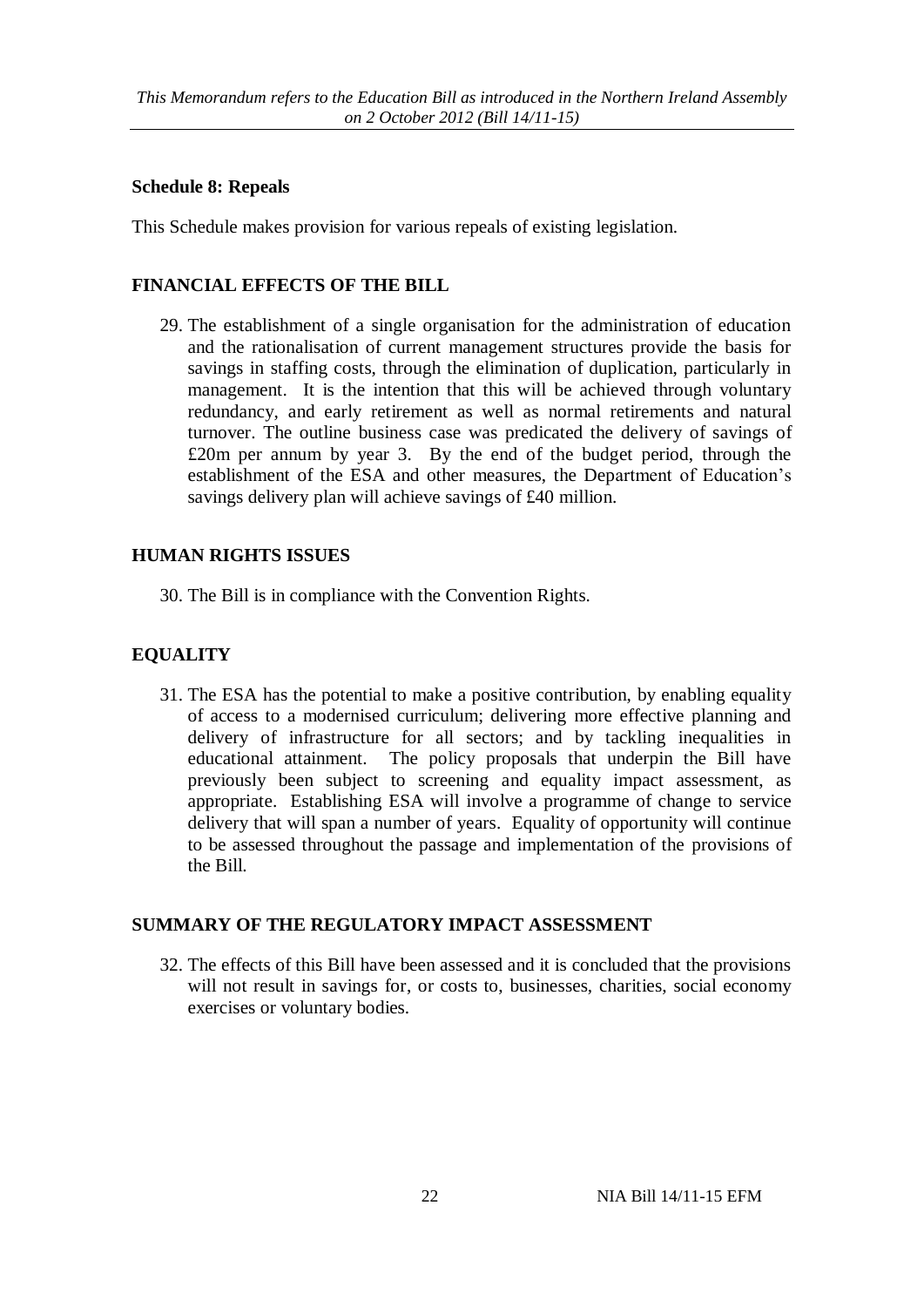**Schedule 8: Repeals**

This Schedule makes provision for various repeals of existing legislation.

## FINANCIAL EFFECTS OF THE BILL

29. The establishment of a single organisation for the administration of education and the rationalisation of current management structures provide the basis for savings in staffing costs, through the elimination of duplication, particularly in management. It is the intention that this will be achieved through voluntary redundancy, and early retirement as well as normal retirements and natural turnover. The outline business case was predicated the delivery of savings of £20m per annum by year 3. By the end of the budget period, through the establishment of the ESA and other measures, the Department of Education's savings delivery plan will achieve savings of £40 million.

## HUMAN RIGHTS ISSUES

30. The Bill is in compliance with the Convention Rights.

## EQUALITY

31. The ESA has the potential to make a positive contribution, by enabling equality of access to a modernised curriculum; delivering more effective planning and delivery of infrastructure for all sectors; and by tackling inequalities in educational attainment. The policy proposals that underpin the Bill have previously been subject to screening and equality impact assessment, as appropriate. Establishing ESA will involve a programme of change to service delivery that will span a number of years. Equality of opportunity will continue to be assessed throughout the passage and implementation of the provisions of the Bill.

## SUMMARY OF THE REGULATORY IMPACT ASSESSMENT

32. The effects of this Bill have been assessed and it is concluded that the provisions will not result in savings for, or costs to, businesses, charities, social economy exercises or voluntary bodies.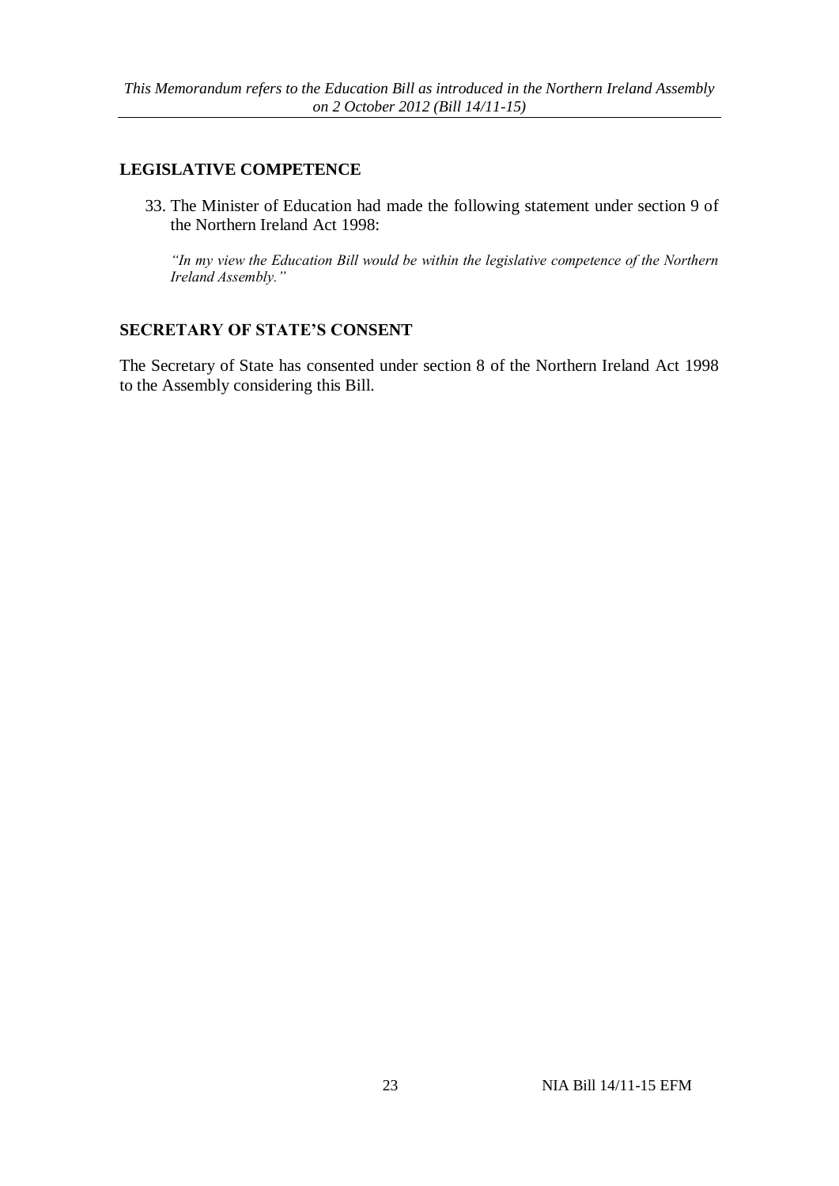## LEGISLATIVE COMPETENCE

33. The Minister of Education had made the following statement under section 9 of the Northern Ireland Act 1998:

    *"In my view the Education Bill would be within the legislative competence of the Northern Ireland Assembly."*

## SECRETARY OF STATE'S CONSENT

The Secretary of State has consented under section 8 of the Northern Ireland Act 1998 to the Assembly considering this Bill.